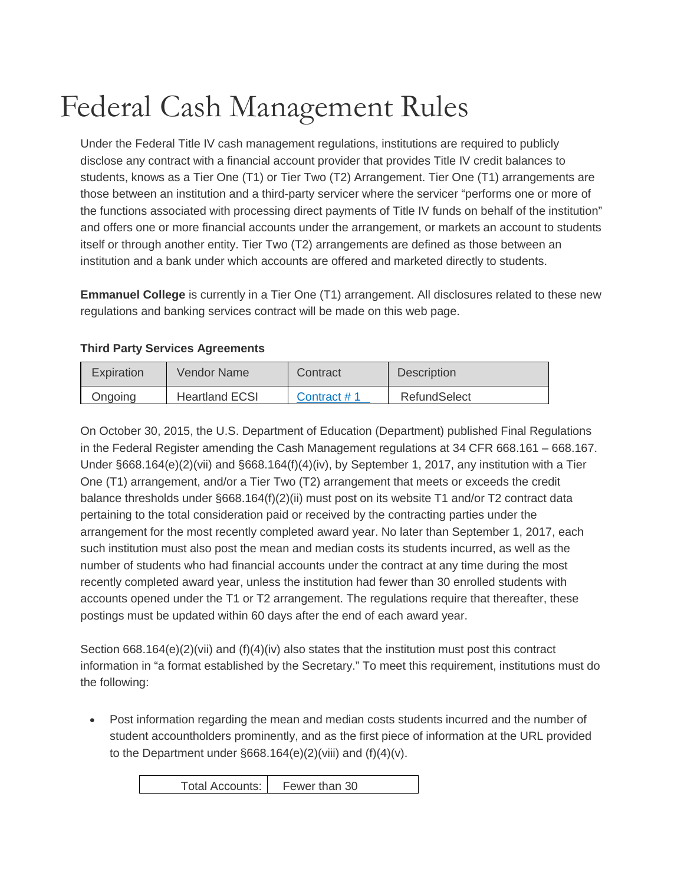# Federal Cash Management Rules

Under the Federal Title IV cash management regulations, institutions are required to publicly disclose any contract with a financial account provider that provides Title IV credit balances to students, knows as a Tier One (T1) or Tier Two (T2) Arrangement. Tier One (T1) arrangements are those between an institution and a third-party servicer where the servicer "performs one or more of the functions associated with processing direct payments of Title IV funds on behalf of the institution" and offers one or more financial accounts under the arrangement, or markets an account to students itself or through another entity. Tier Two (T2) arrangements are defined as those between an institution and a bank under which accounts are offered and marketed directly to students.

**Emmanuel College** is currently in a Tier One (T1) arrangement. All disclosures related to these new regulations and banking services contract will be made on this web page.

**Third Party Services Agreements**

| Expiration | Vendor Name | Contract | Description |
|---|---|---|---|
| Ongoing | Heartland ECSI | Contract # 1 | RefundSelect |

On October 30, 2015, the U.S. Department of Education (Department) published Final Regulations in the Federal Register amending the Cash Management regulations at 34 CFR 668.161 – 668.167. Under §668.164(e)(2)(vii) and §668.164(f)(4)(iv), by September 1, 2017, any institution with a Tier One (T1) arrangement, and/or a Tier Two (T2) arrangement that meets or exceeds the credit balance thresholds under §668.164(f)(2)(ii) must post on its website T1 and/or T2 contract data pertaining to the total consideration paid or received by the contracting parties under the arrangement for the most recently completed award year. No later than September 1, 2017, each such institution must also post the mean and median costs its students incurred, as well as the number of students who had financial accounts under the contract at any time during the most recently completed award year, unless the institution had fewer than 30 enrolled students with accounts opened under the T1 or T2 arrangement. The regulations require that thereafter, these postings must be updated within 60 days after the end of each award year.

Section 668.164(e)(2)(vii) and (f)(4)(iv) also states that the institution must post this contract information in "a format established by the Secretary." To meet this requirement, institutions must do the following:

- Post information regarding the mean and median costs students incurred and the number of student accountholders prominently, and as the first piece of information at the URL provided to the Department under §668.164(e)(2)(viii) and (f)(4)(v).

| Total Accounts: | Fewer than 30 |
|---|---|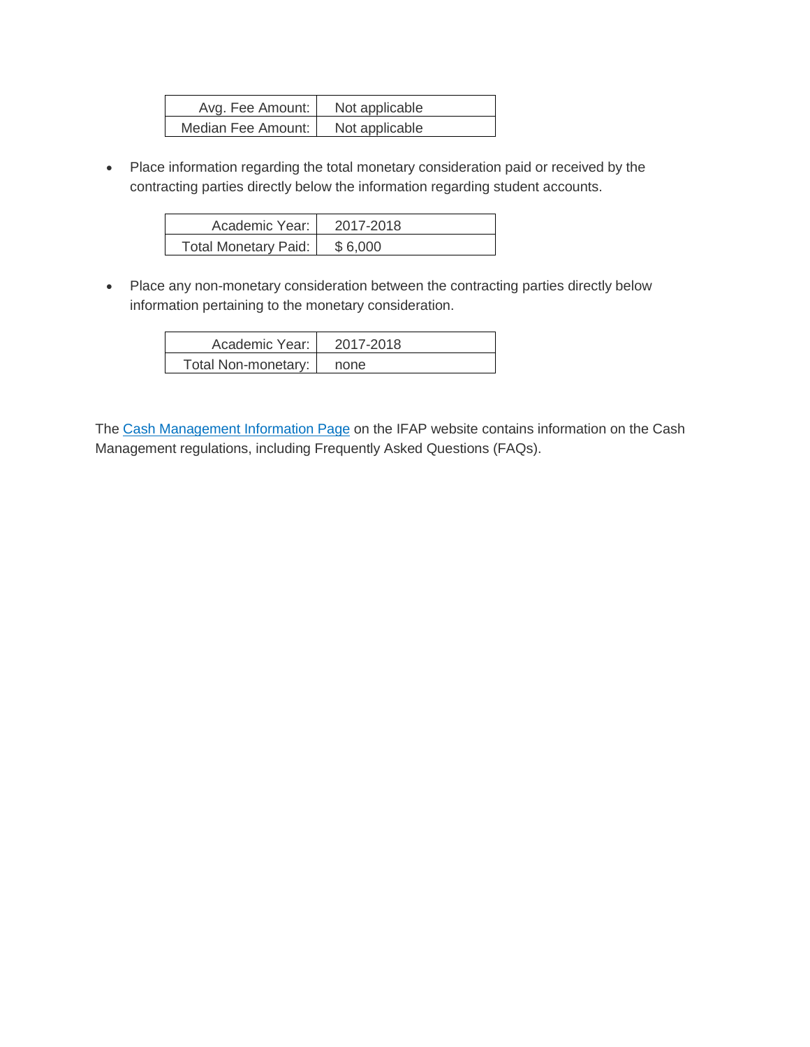| | |
|---|---|
| Avg. Fee Amount: | Not applicable |
| Median Fee Amount: | Not applicable |

- Place information regarding the total monetary consideration paid or received by the contracting parties directly below the information regarding student accounts.

| | |
|---|---|
| Academic Year: | 2017-2018 |
| Total Monetary Paid: | $ 6,000 |

- Place any non-monetary consideration between the contracting parties directly below information pertaining to the monetary consideration.

| | |
|---|---|
| Academic Year: | 2017-2018 |
| Total Non-monetary: | none |

The Cash Management Information Page on the IFAP website contains information on the Cash Management regulations, including Frequently Asked Questions (FAQs).